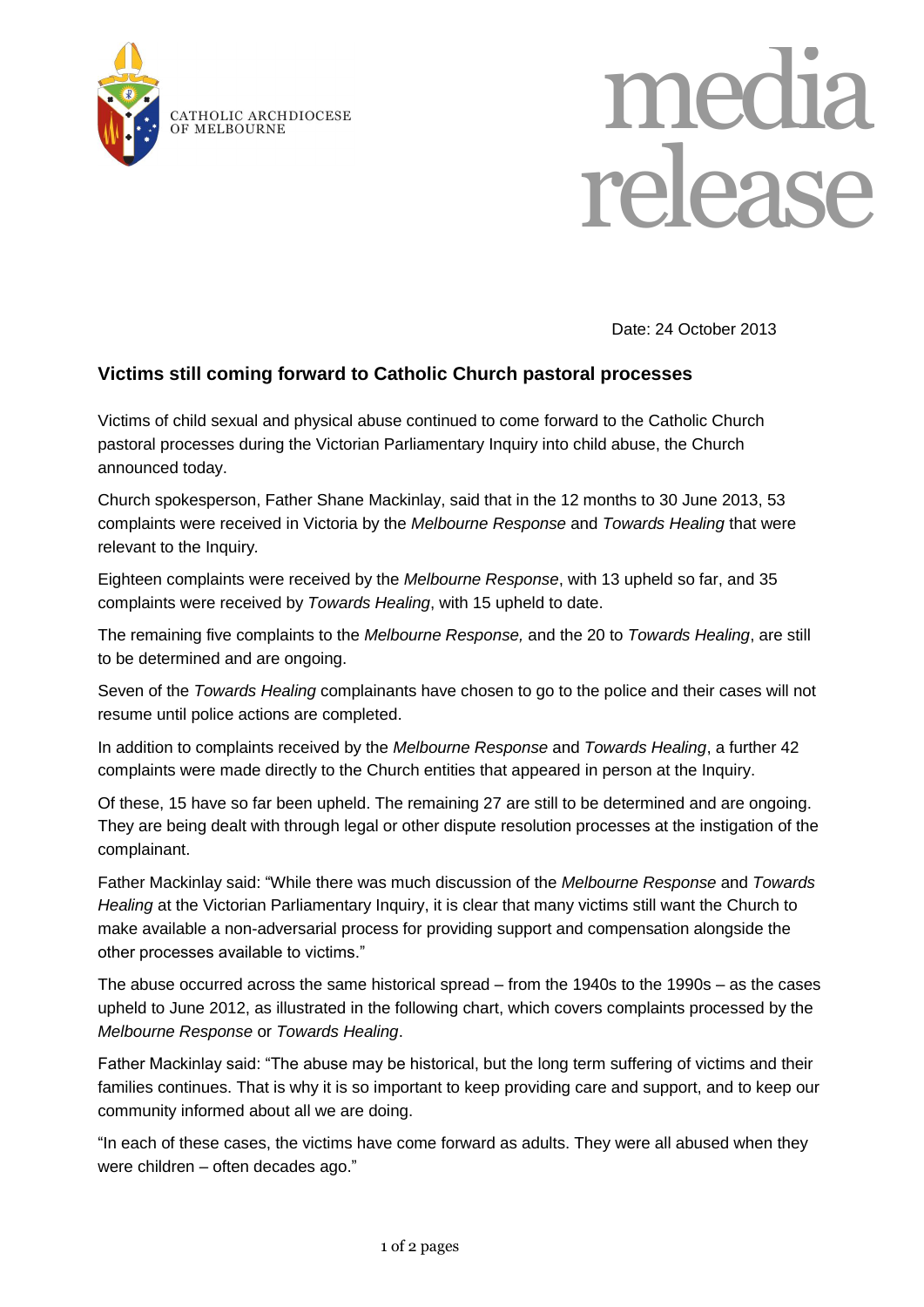CATHOLIC ARCHDIOCESE OF MELBOURNE

# media release

Date: 24 October 2013

## Victims still coming forward to Catholic Church pastoral processes

Victims of child sexual and physical abuse continued to come forward to the Catholic Church pastoral processes during the Victorian Parliamentary Inquiry into child abuse, the Church announced today.

Church spokesperson, Father Shane Mackinlay, said that in the 12 months to 30 June 2013, 53 complaints were received in Victoria by the *Melbourne Response* and *Towards Healing* that were relevant to the Inquiry.

Eighteen complaints were received by the *Melbourne Response*, with 13 upheld so far, and 35 complaints were received by *Towards Healing*, with 15 upheld to date.

The remaining five complaints to the *Melbourne Response,* and the 20 to *Towards Healing*, are still to be determined and are ongoing.

Seven of the *Towards Healing* complainants have chosen to go to the police and their cases will not resume until police actions are completed.

In addition to complaints received by the *Melbourne Response* and *Towards Healing*, a further 42 complaints were made directly to the Church entities that appeared in person at the Inquiry.

Of these, 15 have so far been upheld. The remaining 27 are still to be determined and are ongoing. They are being dealt with through legal or other dispute resolution processes at the instigation of the complainant.

Father Mackinlay said: "While there was much discussion of the *Melbourne Response* and *Towards Healing* at the Victorian Parliamentary Inquiry, it is clear that many victims still want the Church to make available a non-adversarial process for providing support and compensation alongside the other processes available to victims."

The abuse occurred across the same historical spread – from the 1940s to the 1990s – as the cases upheld to June 2012, as illustrated in the following chart, which covers complaints processed by the *Melbourne Response* or *Towards Healing*.

Father Mackinlay said: "The abuse may be historical, but the long term suffering of victims and their families continues. That is why it is so important to keep providing care and support, and to keep our community informed about all we are doing.

"In each of these cases, the victims have come forward as adults. They were all abused when they were children – often decades ago."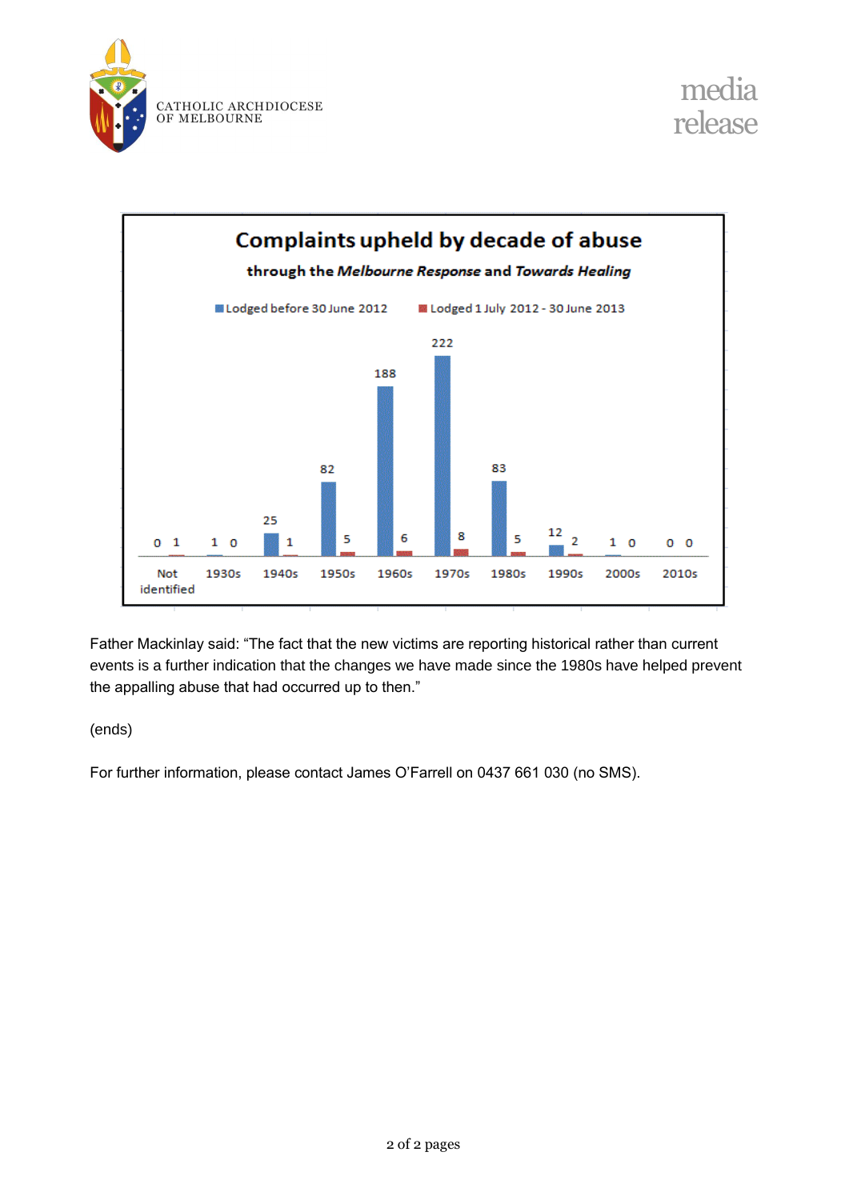CATHOLIC ARCHDIOCESE OF MELBOURNE

media release

Complaints upheld by decade of abuse

through the *Melbourne Response* and *Towards Healing*

Lodged before 30 June 2012
Lodged 1 July 2012 - 30 June 2013

Not identified: 0, 1
1930s: 1, 0
1940s: 25, 1
1950s: 82, 5
1960s: 188, 6
1970s: 222, 8
1980s: 83, 5
1990s: 12, 2
2000s: 1, 0
2010s: 0, 0

Father Mackinlay said: "The fact that the new victims are reporting historical rather than current events is a further indication that the changes we have made since the 1980s have helped prevent the appalling abuse that had occurred up to then."

(ends)

For further information, please contact James O'Farrell on 0437 661 030 (no SMS).